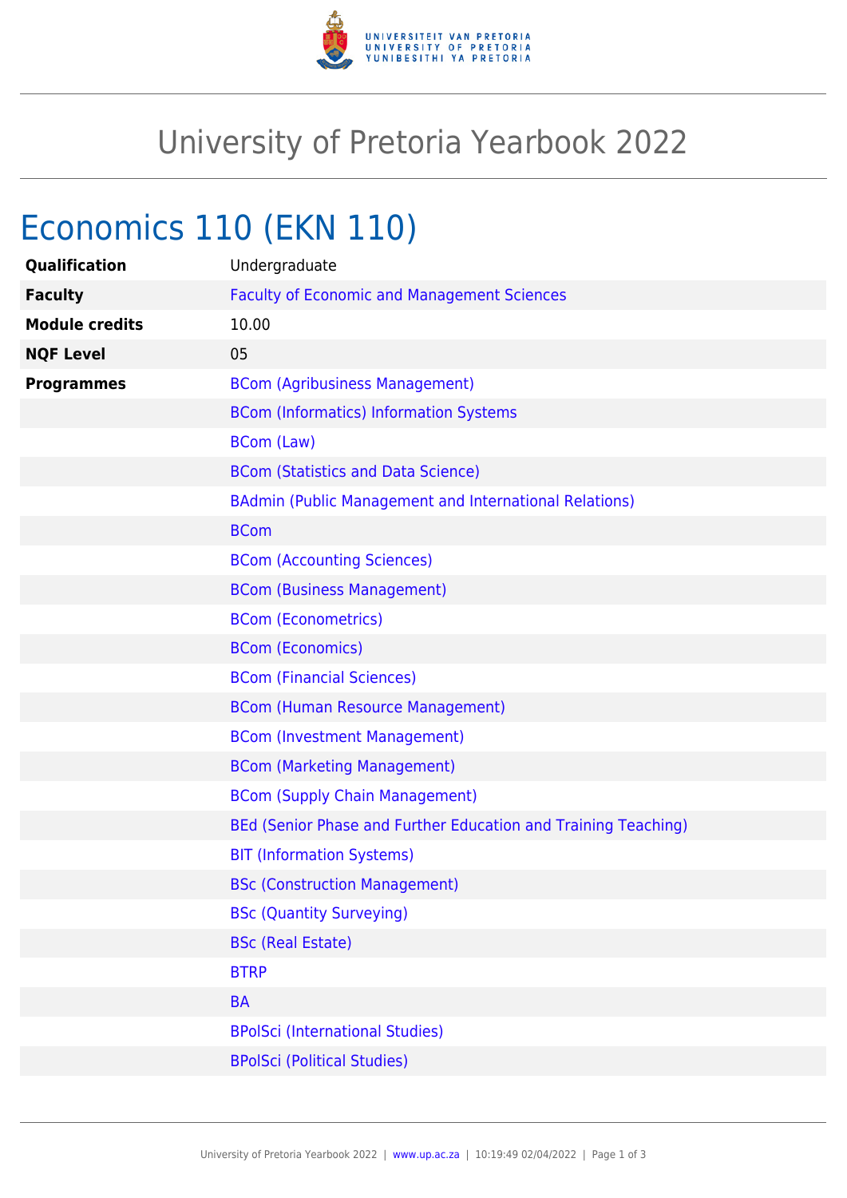# University of Pretoria Yearbook 2022

## Economics 110 (EKN 110)

| | |
|---|---|
| **Qualification** | Undergraduate |
| **Faculty** | Faculty of Economic and Management Sciences |
| **Module credits** | 10.00 |
| **NQF Level** | 05 |
| **Programmes** | BCom (Agribusiness Management) |
| | BCom (Informatics) Information Systems |
| | BCom (Law) |
| | BCom (Statistics and Data Science) |
| | BAdmin (Public Management and International Relations) |
| | BCom |
| | BCom (Accounting Sciences) |
| | BCom (Business Management) |
| | BCom (Econometrics) |
| | BCom (Economics) |
| | BCom (Financial Sciences) |
| | BCom (Human Resource Management) |
| | BCom (Investment Management) |
| | BCom (Marketing Management) |
| | BCom (Supply Chain Management) |
| | BEd (Senior Phase and Further Education and Training Teaching) |
| | BIT (Information Systems) |
| | BSc (Construction Management) |
| | BSc (Quantity Surveying) |
| | BSc (Real Estate) |
| | BTRP |
| | BA |
| | BPolSci (International Studies) |
| | BPolSci (Political Studies) |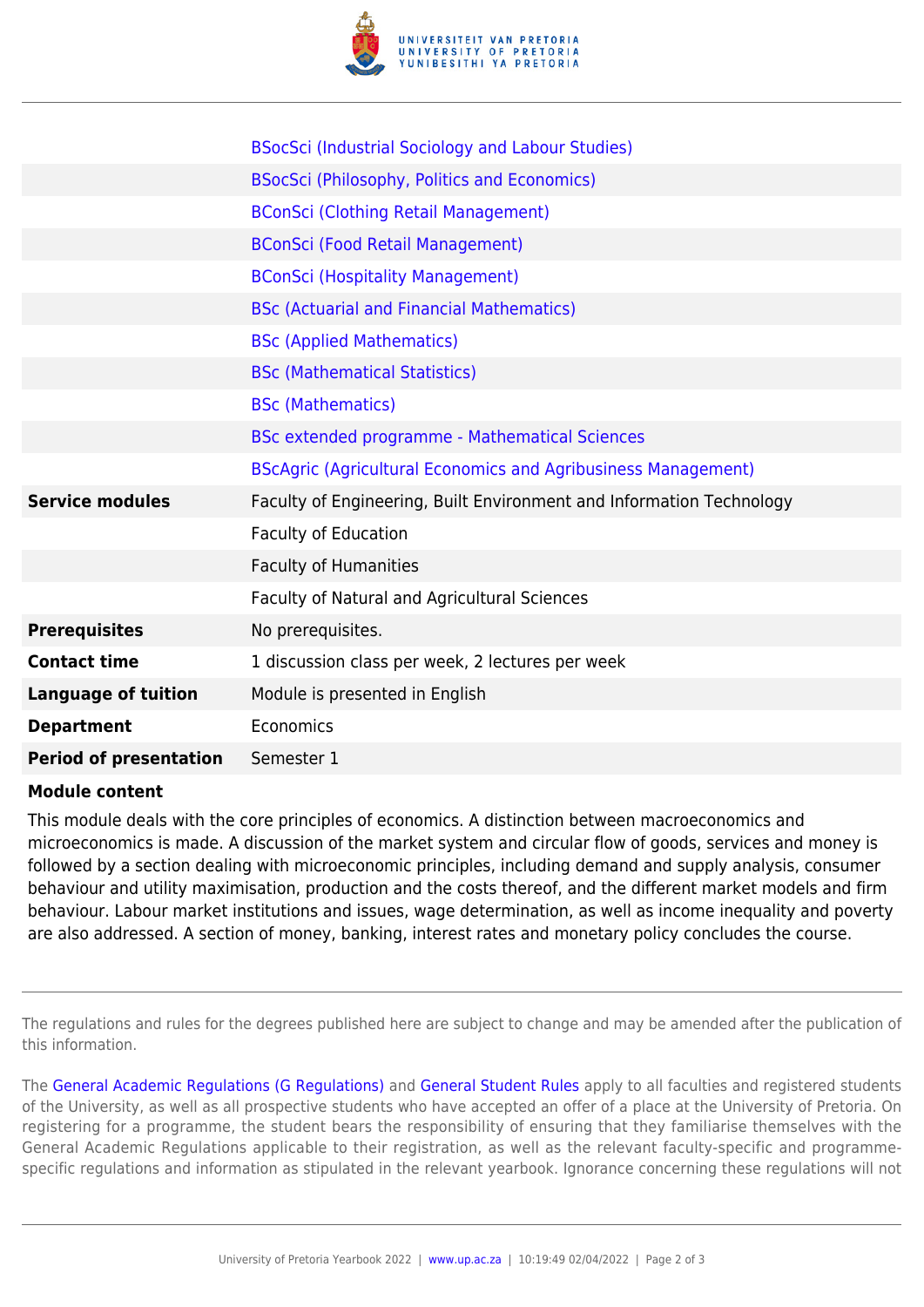| | |
|---|---|
| | BSocSci (Industrial Sociology and Labour Studies) |
| | BSocSci (Philosophy, Politics and Economics) |
| | BConSci (Clothing Retail Management) |
| | BConSci (Food Retail Management) |
| | BConSci (Hospitality Management) |
| | BSc (Actuarial and Financial Mathematics) |
| | BSc (Applied Mathematics) |
| | BSc (Mathematical Statistics) |
| | BSc (Mathematics) |
| | BSc extended programme - Mathematical Sciences |
| | BScAgric (Agricultural Economics and Agribusiness Management) |
| **Service modules** | Faculty of Engineering, Built Environment and Information Technology |
| | Faculty of Education |
| | Faculty of Humanities |
| | Faculty of Natural and Agricultural Sciences |
| **Prerequisites** | No prerequisites. |
| **Contact time** | 1 discussion class per week, 2 lectures per week |
| **Language of tuition** | Module is presented in English |
| **Department** | Economics |
| **Period of presentation** | Semester 1 |

**Module content**

This module deals with the core principles of economics. A distinction between macroeconomics and microeconomics is made. A discussion of the market system and circular flow of goods, services and money is followed by a section dealing with microeconomic principles, including demand and supply analysis, consumer behaviour and utility maximisation, production and the costs thereof, and the different market models and firm behaviour. Labour market institutions and issues, wage determination, as well as income inequality and poverty are also addressed. A section of money, banking, interest rates and monetary policy concludes the course.

---

The regulations and rules for the degrees published here are subject to change and may be amended after the publication of this information.

The General Academic Regulations (G Regulations) and General Student Rules apply to all faculties and registered students of the University, as well as all prospective students who have accepted an offer of a place at the University of Pretoria. On registering for a programme, the student bears the responsibility of ensuring that they familiarise themselves with the General Academic Regulations applicable to their registration, as well as the relevant faculty-specific and programme-specific regulations and information as stipulated in the relevant yearbook. Ignorance concerning these regulations will not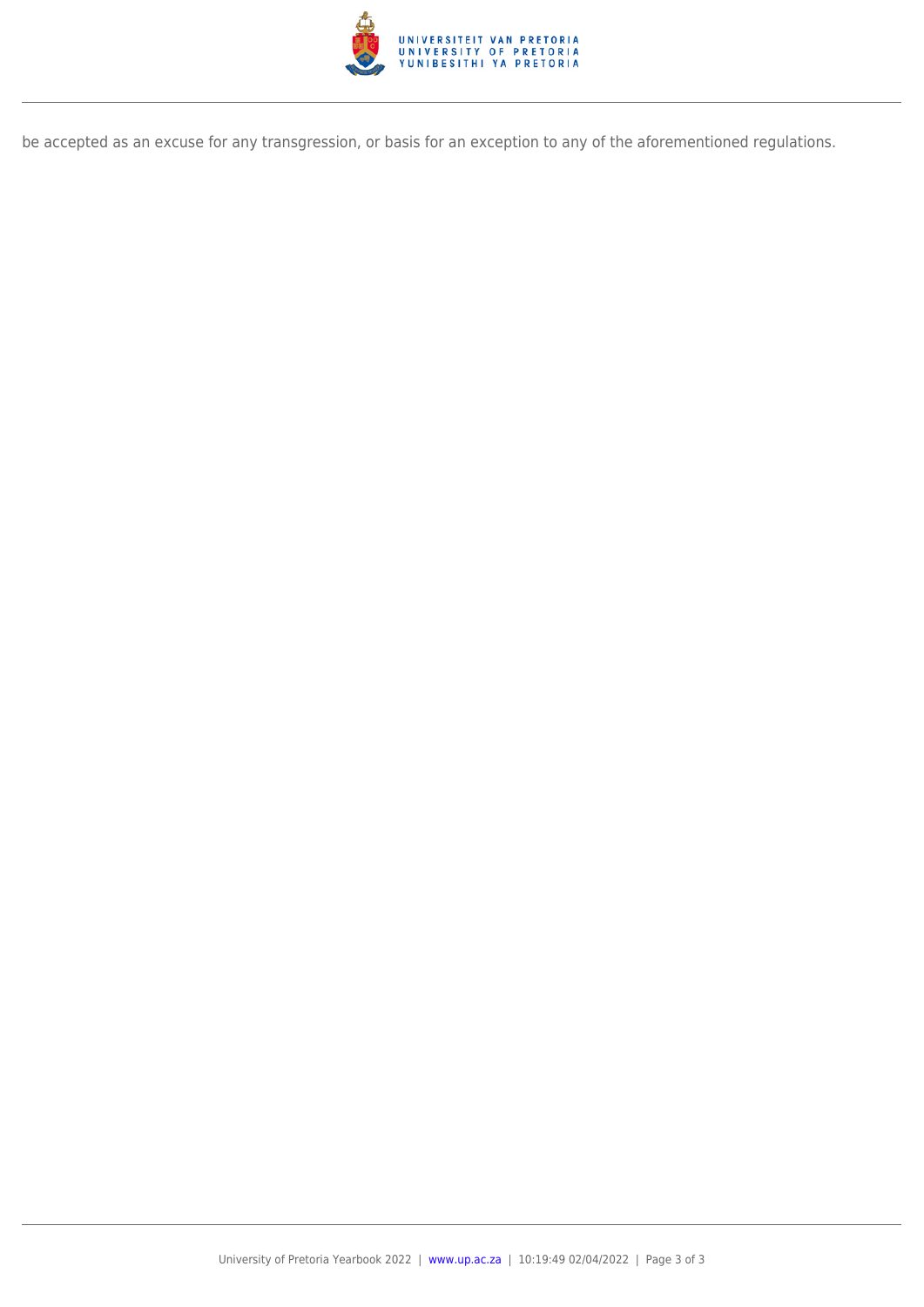be accepted as an excuse for any transgression, or basis for an exception to any of the aforementioned regulations.